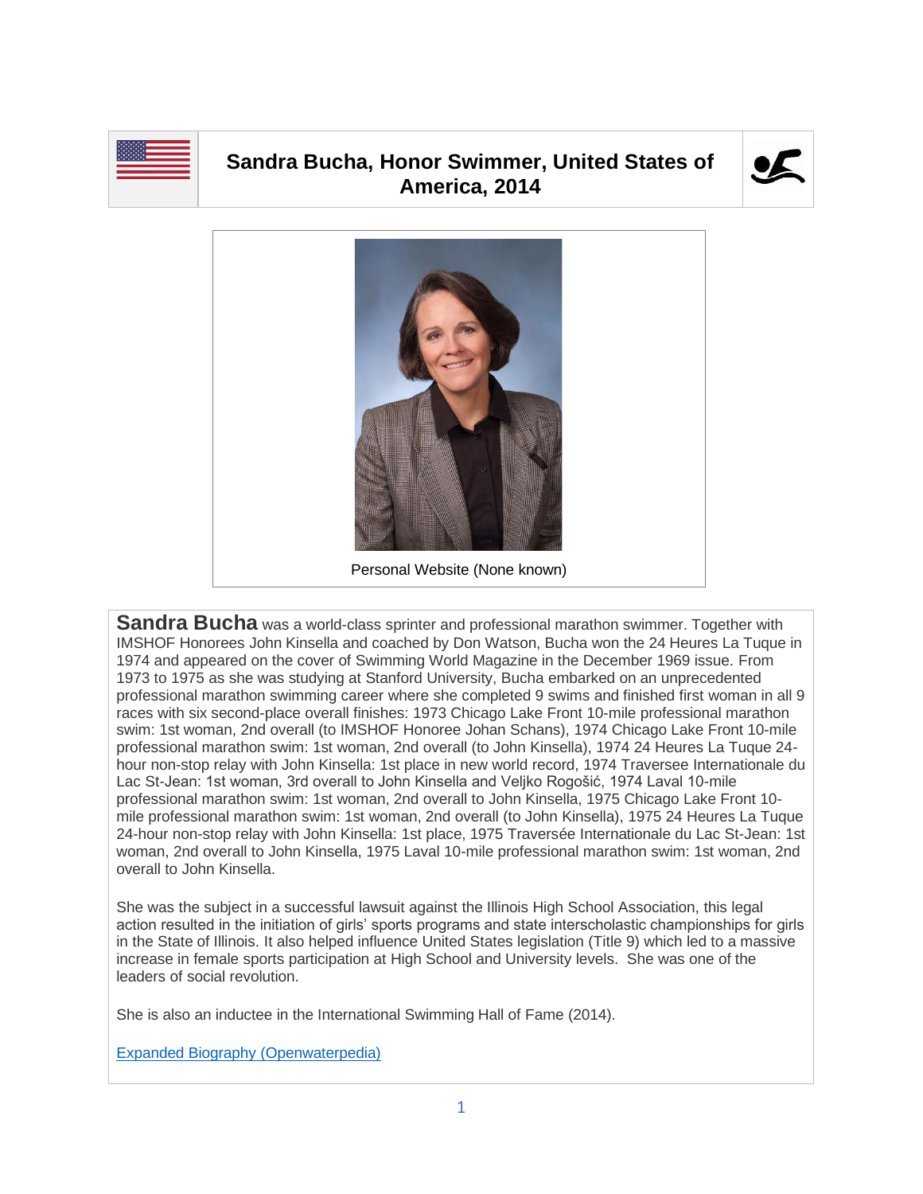# Sandra Bucha, Honor Swimmer, United States of America, 2014

Personal Website (None known)

**Sandra Bucha** was a world-class sprinter and professional marathon swimmer. Together with IMSHOF Honorees John Kinsella and coached by Don Watson, Bucha won the 24 Heures La Tuque in 1974 and appeared on the cover of Swimming World Magazine in the December 1969 issue. From 1973 to 1975 as she was studying at Stanford University, Bucha embarked on an unprecedented professional marathon swimming career where she completed 9 swims and finished first woman in all 9 races with six second-place overall finishes: 1973 Chicago Lake Front 10-mile professional marathon swim: 1st woman, 2nd overall (to IMSHOF Honoree Johan Schans), 1974 Chicago Lake Front 10-mile professional marathon swim: 1st woman, 2nd overall (to John Kinsella), 1974 24 Heures La Tuque 24-hour non-stop relay with John Kinsella: 1st place in new world record, 1974 Traversee Internationale du Lac St-Jean: 1st woman, 3rd overall to John Kinsella and Veljko Rogošić, 1974 Laval 10-mile professional marathon swim: 1st woman, 2nd overall to John Kinsella, 1975 Chicago Lake Front 10-mile professional marathon swim: 1st woman, 2nd overall (to John Kinsella), 1975 24 Heures La Tuque 24-hour non-stop relay with John Kinsella: 1st place, 1975 Traversée Internationale du Lac St-Jean: 1st woman, 2nd overall to John Kinsella, 1975 Laval 10-mile professional marathon swim: 1st woman, 2nd overall to John Kinsella.

She was the subject in a successful lawsuit against the Illinois High School Association, this legal action resulted in the initiation of girls' sports programs and state interscholastic championships for girls in the State of Illinois. It also helped influence United States legislation (Title 9) which led to a massive increase in female sports participation at High School and University levels. She was one of the leaders of social revolution.

She is also an inductee in the International Swimming Hall of Fame (2014).

[Expanded Biography (Openwaterpedia)]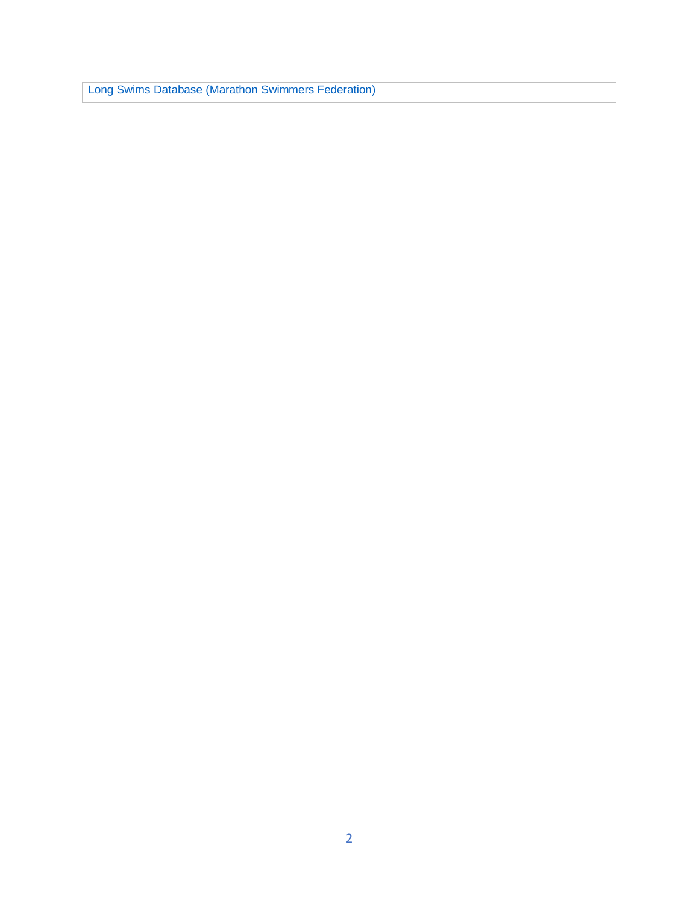| |
|---|
| Long Swims Database (Marathon Swimmers Federation) |